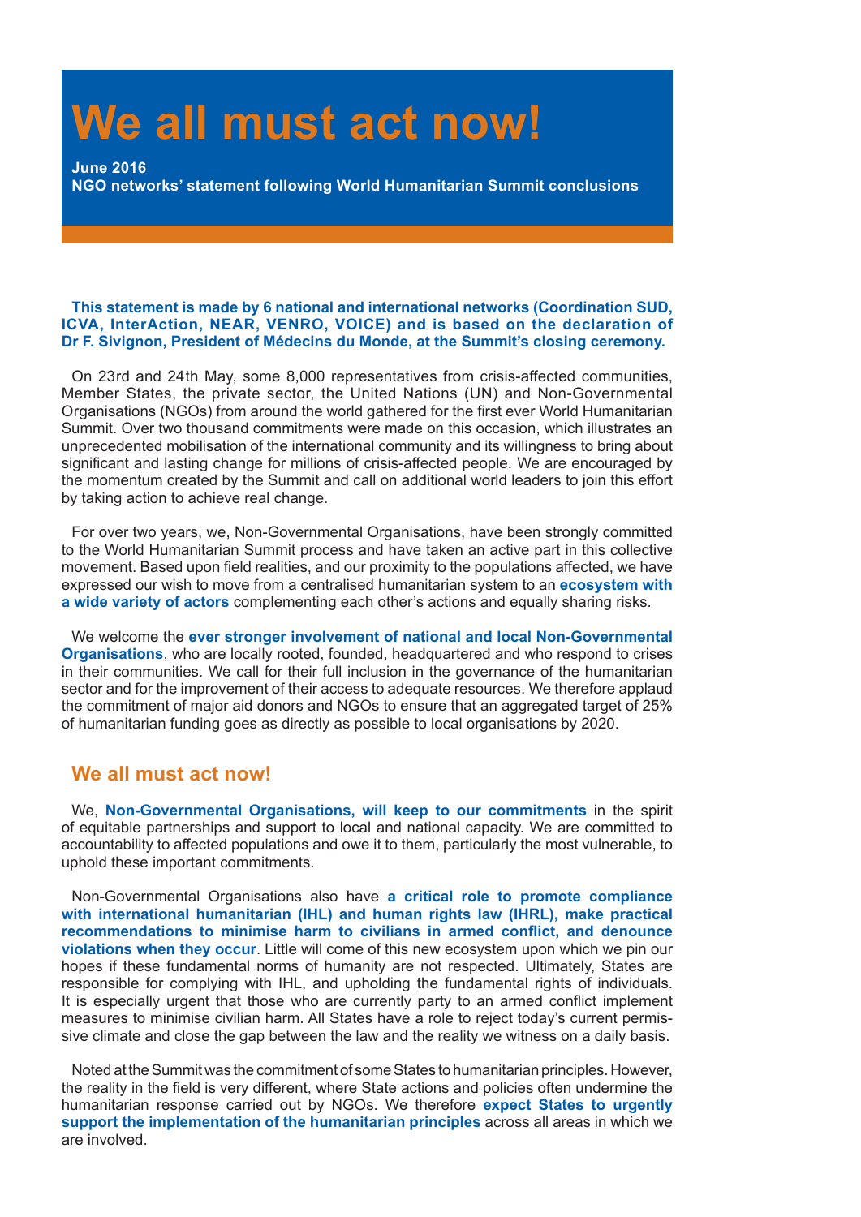# We all must act now!

**June 2016**
**NGO networks' statement following World Humanitarian Summit conclusions**

**This statement is made by 6 national and international networks (Coordination SUD, ICVA, InterAction, NEAR, VENRO, VOICE) and is based on the declaration of Dr F. Sivignon, President of Médecins du Monde, at the Summit's closing ceremony.**

On 23rd and 24th May, some 8,000 representatives from crisis-affected communities, Member States, the private sector, the United Nations (UN) and Non-Governmental Organisations (NGOs) from around the world gathered for the first ever World Humanitarian Summit. Over two thousand commitments were made on this occasion, which illustrates an unprecedented mobilisation of the international community and its willingness to bring about significant and lasting change for millions of crisis-affected people. We are encouraged by the momentum created by the Summit and call on additional world leaders to join this effort by taking action to achieve real change.

For over two years, we, Non-Governmental Organisations, have been strongly committed to the World Humanitarian Summit process and have taken an active part in this collective movement. Based upon field realities, and our proximity to the populations affected, we have expressed our wish to move from a centralised humanitarian system to an **ecosystem with a wide variety of actors** complementing each other's actions and equally sharing risks.

We welcome the **ever stronger involvement of national and local Non-Governmental Organisations**, who are locally rooted, founded, headquartered and who respond to crises in their communities. We call for their full inclusion in the governance of the humanitarian sector and for the improvement of their access to adequate resources. We therefore applaud the commitment of major aid donors and NGOs to ensure that an aggregated target of 25% of humanitarian funding goes as directly as possible to local organisations by 2020.

## We all must act now!

We, **Non-Governmental Organisations, will keep to our commitments** in the spirit of equitable partnerships and support to local and national capacity. We are committed to accountability to affected populations and owe it to them, particularly the most vulnerable, to uphold these important commitments.

Non-Governmental Organisations also have **a critical role to promote compliance with international humanitarian (IHL) and human rights law (IHRL), make practical recommendations to minimise harm to civilians in armed conflict, and denounce violations when they occur**. Little will come of this new ecosystem upon which we pin our hopes if these fundamental norms of humanity are not respected. Ultimately, States are responsible for complying with IHL, and upholding the fundamental rights of individuals. It is especially urgent that those who are currently party to an armed conflict implement measures to minimise civilian harm. All States have a role to reject today's current permissive climate and close the gap between the law and the reality we witness on a daily basis.

Noted at the Summit was the commitment of some States to humanitarian principles. However, the reality in the field is very different, where State actions and policies often undermine the humanitarian response carried out by NGOs. We therefore **expect States to urgently support the implementation of the humanitarian principles** across all areas in which we are involved.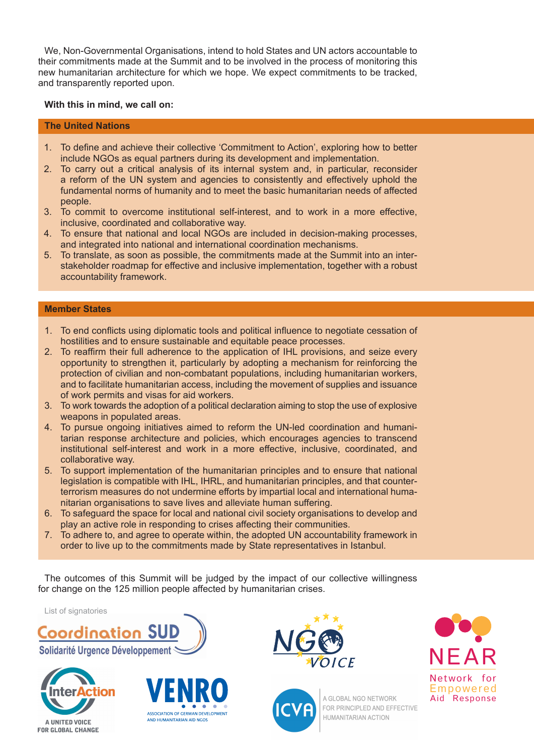We, Non-Governmental Organisations, intend to hold States and UN actors accountable to their commitments made at the Summit and to be involved in the process of monitoring this new humanitarian architecture for which we hope. We expect commitments to be tracked, and transparently reported upon.

**With this in mind, we call on:**

## The United Nations

1. To define and achieve their collective 'Commitment to Action', exploring how to better include NGOs as equal partners during its development and implementation.
2. To carry out a critical analysis of its internal system and, in particular, reconsider a reform of the UN system and agencies to consistently and effectively uphold the fundamental norms of humanity and to meet the basic humanitarian needs of affected people.
3. To commit to overcome institutional self-interest, and to work in a more effective, inclusive, coordinated and collaborative way.
4. To ensure that national and local NGOs are included in decision-making processes, and integrated into national and international coordination mechanisms.
5. To translate, as soon as possible, the commitments made at the Summit into an inter-stakeholder roadmap for effective and inclusive implementation, together with a robust accountability framework.

## Member States

1. To end conflicts using diplomatic tools and political influence to negotiate cessation of hostilities and to ensure sustainable and equitable peace processes.
2. To reaffirm their full adherence to the application of IHL provisions, and seize every opportunity to strengthen it, particularly by adopting a mechanism for reinforcing the protection of civilian and non-combatant populations, including humanitarian workers, and to facilitate humanitarian access, including the movement of supplies and issuance of work permits and visas for aid workers.
3. To work towards the adoption of a political declaration aiming to stop the use of explosive weapons in populated areas.
4. To pursue ongoing initiatives aimed to reform the UN-led coordination and humanitarian response architecture and policies, which encourages agencies to transcend institutional self-interest and work in a more effective, inclusive, coordinated, and collaborative way.
5. To support implementation of the humanitarian principles and to ensure that national legislation is compatible with IHL, IHRL, and humanitarian principles, and that counter-terrorism measures do not undermine efforts by impartial local and international humanitarian organisations to save lives and alleviate human suffering.
6. To safeguard the space for local and national civil society organisations to develop and play an active role in responding to crises affecting their communities.
7. To adhere to, and agree to operate within, the adopted UN accountability framework in order to live up to the commitments made by State representatives in Istanbul.

The outcomes of this Summit will be judged by the impact of our collective willingness for change on the 125 million people affected by humanitarian crises.

List of signatories

Coordination SUD – Solidarité Urgence Développement

NGO VOICE

NEAR – Network for Empowered Aid Response

InterAction – A United Voice for Global Change

VENRO – Association of German Development and Humanitarian Aid NGOs

ICVA – A Global NGO Network for Principled and Effective Humanitarian Action